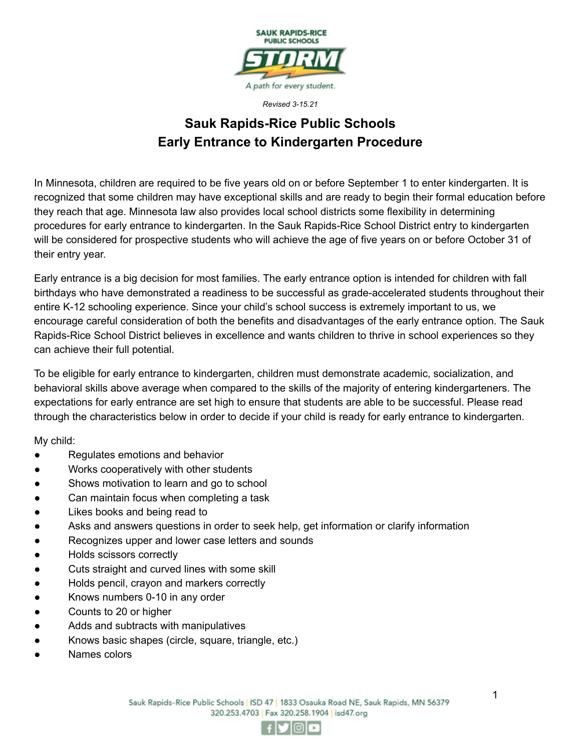*Revised 3-15.21*

# Sauk Rapids-Rice Public Schools
# Early Entrance to Kindergarten Procedure

In Minnesota, children are required to be five years old on or before September 1 to enter kindergarten. It is recognized that some children may have exceptional skills and are ready to begin their formal education before they reach that age. Minnesota law also provides local school districts some flexibility in determining procedures for early entrance to kindergarten. In the Sauk Rapids-Rice School District entry to kindergarten will be considered for prospective students who will achieve the age of five years on or before October 31 of their entry year.

Early entrance is a big decision for most families. The early entrance option is intended for children with fall birthdays who have demonstrated a readiness to be successful as grade-accelerated students throughout their entire K-12 schooling experience. Since your child's school success is extremely important to us, we encourage careful consideration of both the benefits and disadvantages of the early entrance option. The Sauk Rapids-Rice School District believes in excellence and wants children to thrive in school experiences so they can achieve their full potential.

To be eligible for early entrance to kindergarten, children must demonstrate academic, socialization, and behavioral skills above average when compared to the skills of the majority of entering kindergarteners. The expectations for early entrance are set high to ensure that students are able to be successful. Please read through the characteristics below in order to decide if your child is ready for early entrance to kindergarten.

My child:

- Regulates emotions and behavior
- Works cooperatively with other students
- Shows motivation to learn and go to school
- Can maintain focus when completing a task
- Likes books and being read to
- Asks and answers questions in order to seek help, get information or clarify information
- Recognizes upper and lower case letters and sounds
- Holds scissors correctly
- Cuts straight and curved lines with some skill
- Holds pencil, crayon and markers correctly
- Knows numbers 0-10 in any order
- Counts to 20 or higher
- Adds and subtracts with manipulatives
- Knows basic shapes (circle, square, triangle, etc.)
- Names colors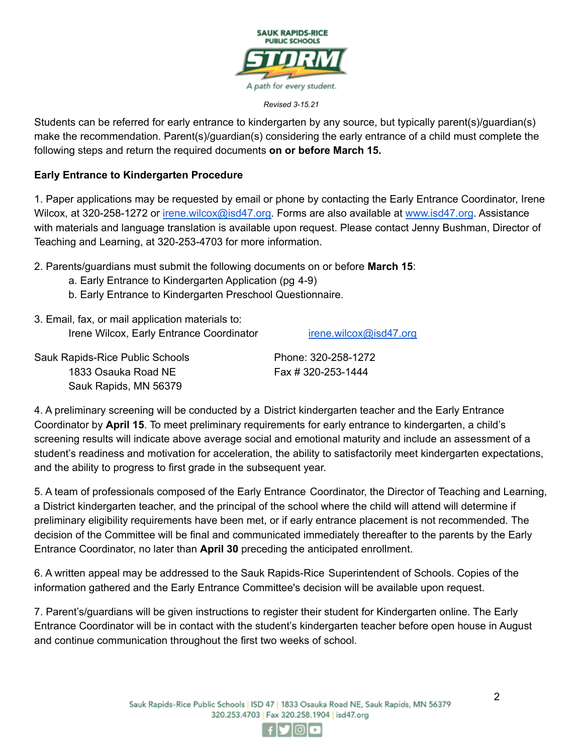*Revised 3-15.21*

Students can be referred for early entrance to kindergarten by any source, but typically parent(s)/guardian(s) make the recommendation. Parent(s)/guardian(s) considering the early entrance of a child must complete the following steps and return the required documents **on or before March 15.**

**Early Entrance to Kindergarten Procedure**

1. Paper applications may be requested by email or phone by contacting the Early Entrance Coordinator, Irene Wilcox, at 320-258-1272 or irene.wilcox@isd47.org. Forms are also available at www.isd47.org. Assistance with materials and language translation is available upon request. Please contact Jenny Bushman, Director of Teaching and Learning, at 320-253-4703 for more information.

2. Parents/guardians must submit the following documents on or before **March 15**:
   a. Early Entrance to Kindergarten Application (pg 4-9)
   b. Early Entrance to Kindergarten Preschool Questionnaire.

3. Email, fax, or mail application materials to:

Irene Wilcox, Early Entrance Coordinator
irene.wilcox@isd47.org

Sauk Rapids-Rice Public Schools
1833 Osauka Road NE
Sauk Rapids, MN 56379

Phone: 320-258-1272
Fax # 320-253-1444

4. A preliminary screening will be conducted by a District kindergarten teacher and the Early Entrance Coordinator by **April 15**. To meet preliminary requirements for early entrance to kindergarten, a child's screening results will indicate above average social and emotional maturity and include an assessment of a student's readiness and motivation for acceleration, the ability to satisfactorily meet kindergarten expectations, and the ability to progress to first grade in the subsequent year.

5. A team of professionals composed of the Early Entrance Coordinator, the Director of Teaching and Learning, a District kindergarten teacher, and the principal of the school where the child will attend will determine if preliminary eligibility requirements have been met, or if early entrance placement is not recommended. The decision of the Committee will be final and communicated immediately thereafter to the parents by the Early Entrance Coordinator, no later than **April 30** preceding the anticipated enrollment.

6. A written appeal may be addressed to the Sauk Rapids-Rice Superintendent of Schools. Copies of the information gathered and the Early Entrance Committee's decision will be available upon request.

7. Parent's/guardians will be given instructions to register their student for Kindergarten online. The Early Entrance Coordinator will be in contact with the student's kindergarten teacher before open house in August and continue communication throughout the first two weeks of school.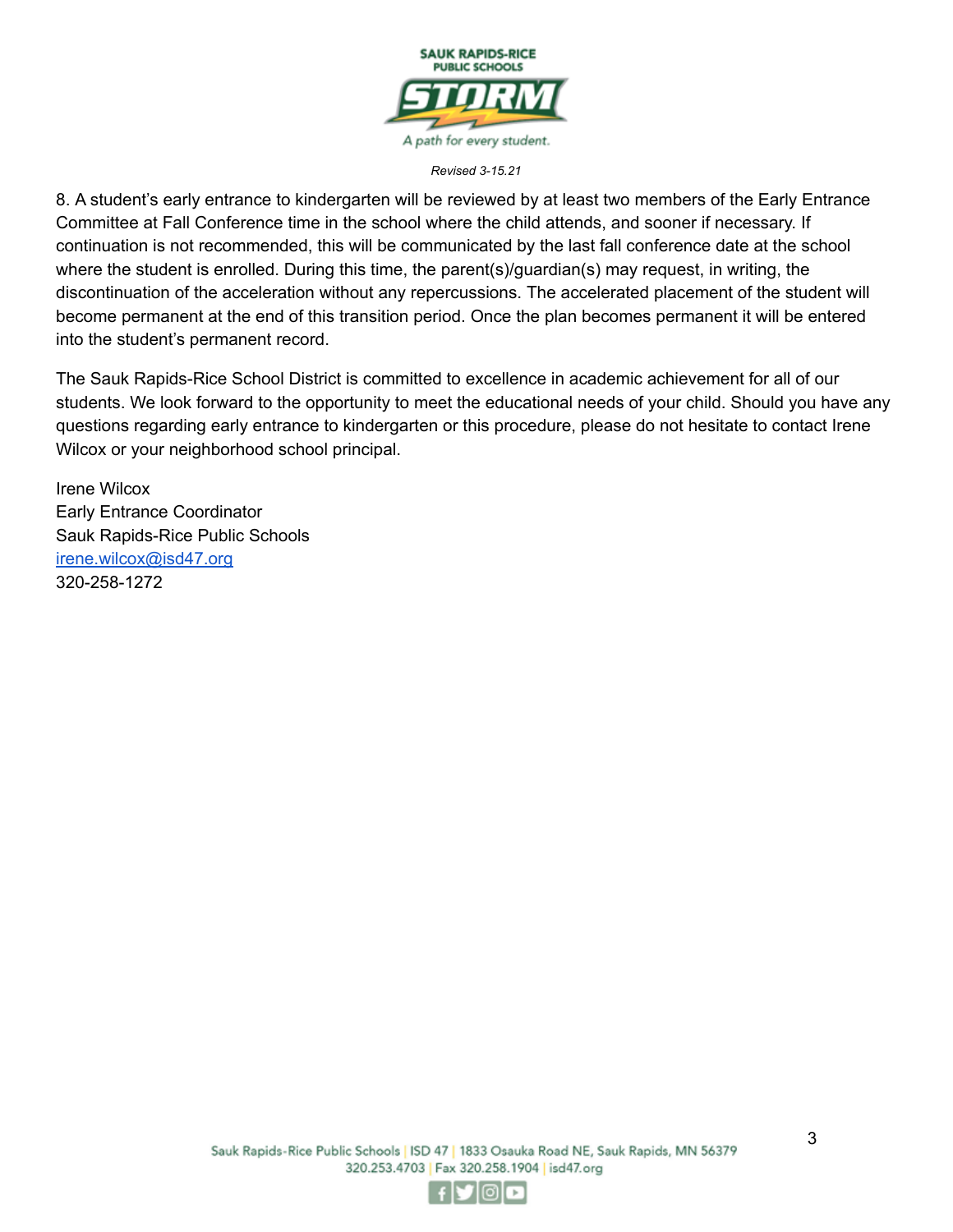*Revised 3-15.21*

8. A student's early entrance to kindergarten will be reviewed by at least two members of the Early Entrance Committee at Fall Conference time in the school where the child attends, and sooner if necessary. If continuation is not recommended, this will be communicated by the last fall conference date at the school where the student is enrolled. During this time, the parent(s)/guardian(s) may request, in writing, the discontinuation of the acceleration without any repercussions. The accelerated placement of the student will become permanent at the end of this transition period. Once the plan becomes permanent it will be entered into the student's permanent record.

The Sauk Rapids-Rice School District is committed to excellence in academic achievement for all of our students. We look forward to the opportunity to meet the educational needs of your child. Should you have any questions regarding early entrance to kindergarten or this procedure, please do not hesitate to contact Irene Wilcox or your neighborhood school principal.

Irene Wilcox  
Early Entrance Coordinator  
Sauk Rapids-Rice Public Schools  
[irene.wilcox@isd47.org](mailto:irene.wilcox@isd47.org)  
320-258-1272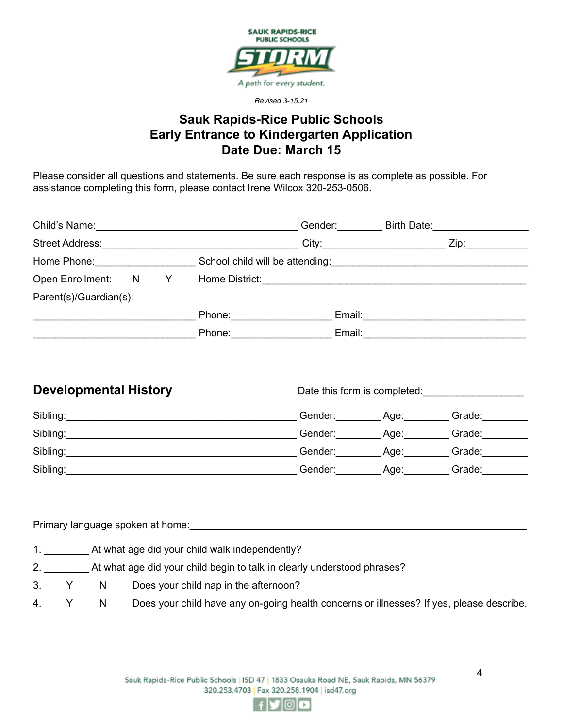SAUK RAPIDS-RICE PUBLIC SCHOOLS

STORM

A path for every student.

*Revised 3-15.21*

# Sauk Rapids-Rice Public Schools
# Early Entrance to Kindergarten Application
# Date Due: March 15

Please consider all questions and statements. Be sure each response is as complete as possible. For assistance completing this form, please contact Irene Wilcox 320-253-0506.

Child's Name:___________________________________ Gender:________ Birth Date:_________________

Street Address:__________________________________ City:______________________ Zip:___________

Home Phone:__________________ School child will be attending:____________________________________

Open Enrollment: N Y Home District:_______________________________________________

Parent(s)/Guardian(s):

_____________________________ Phone:_________________ Email:_____________________________

_____________________________ Phone:_________________ Email:_____________________________

## Developmental History

Date this form is completed:__________________

Sibling:_________________________________________ Gender:________ Age:________ Grade:________

Sibling:_________________________________________ Gender:________ Age:________ Grade:________

Sibling:_________________________________________ Gender:________ Age:________ Grade:________

Sibling:_________________________________________ Gender:________ Age:________ Grade:________

Primary language spoken at home:____________________________________________________________

1. ________ At what age did your child walk independently?
2. ________ At what age did your child begin to talk in clearly understood phrases?
3. Y N Does your child nap in the afternoon?
4. Y N Does your child have any on-going health concerns or illnesses? If yes, please describe.

Sauk Rapids-Rice Public Schools | ISD 47 | 1833 Osauka Road NE, Sauk Rapids, MN 56379
320.253.4703 | Fax 320.258.1904 | isd47.org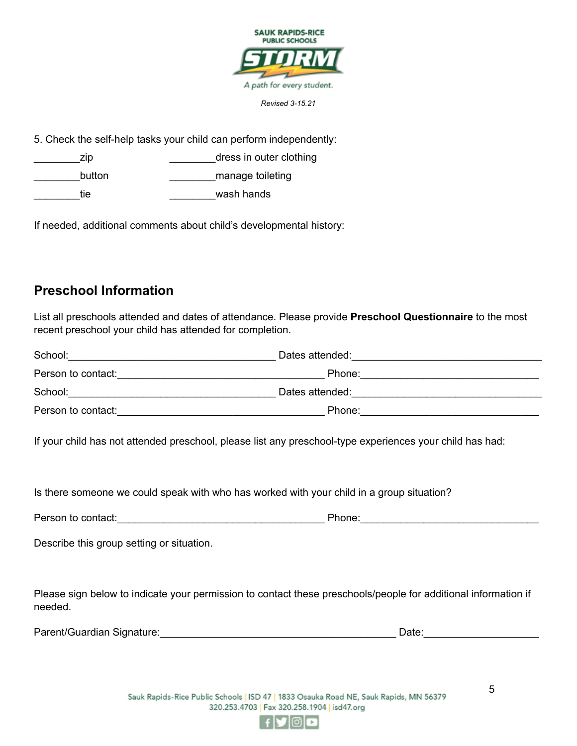Revised 3-15.21

5. Check the self-help tasks your child can perform independently:

________zip ________dress in outer clothing

________button ________manage toileting

________tie ________wash hands

If needed, additional comments about child's developmental history:

## Preschool Information

List all preschools attended and dates of attendance. Please provide **Preschool Questionnaire** to the most recent preschool your child has attended for completion.

School:____________________________________ Dates attended:_________________________________

Person to contact:____________________________________ Phone:_______________________________

School:____________________________________ Dates attended:_________________________________

Person to contact:____________________________________ Phone:_______________________________

If your child has not attended preschool, please list any preschool-type experiences your child has had:

Is there someone we could speak with who has worked with your child in a group situation?

Person to contact:____________________________________ Phone:_______________________________

Describe this group setting or situation.

Please sign below to indicate your permission to contact these preschools/people for additional information if needed.

Parent/Guardian Signature:_________________________________________ Date:____________________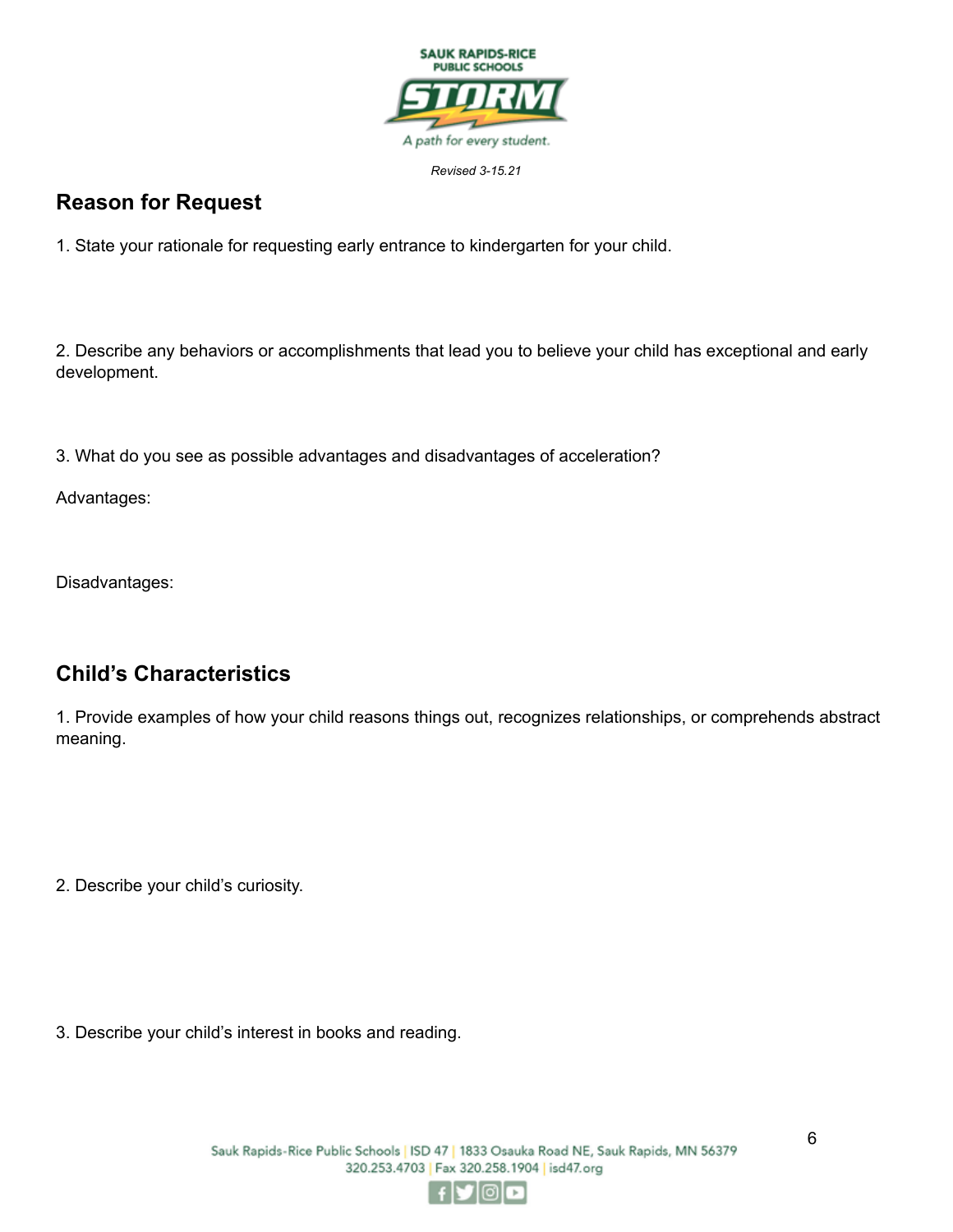Revised 3-15.21

## Reason for Request

1. State your rationale for requesting early entrance to kindergarten for your child.

2. Describe any behaviors or accomplishments that lead you to believe your child has exceptional and early development.

3. What do you see as possible advantages and disadvantages of acceleration?

Advantages:

Disadvantages:

## Child's Characteristics

1. Provide examples of how your child reasons things out, recognizes relationships, or comprehends abstract meaning.

2. Describe your child's curiosity.

3. Describe your child's interest in books and reading.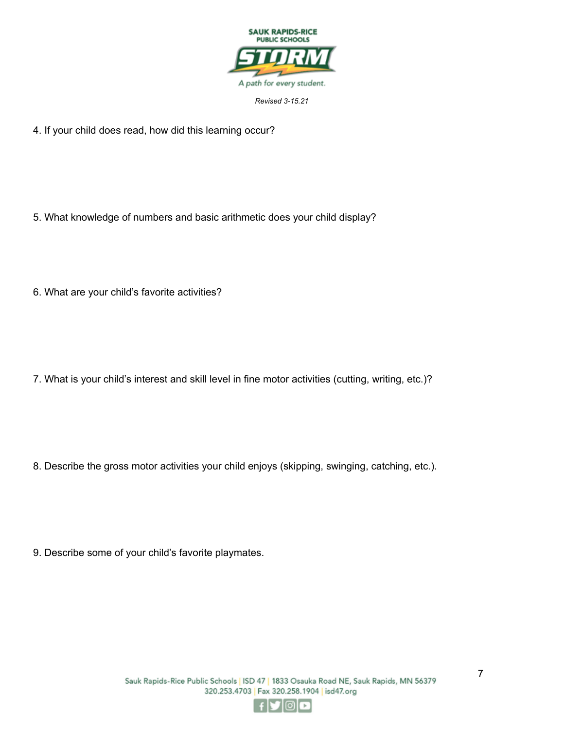4. If your child does read, how did this learning occur?

5. What knowledge of numbers and basic arithmetic does your child display?

6. What are your child's favorite activities?

7. What is your child's interest and skill level in fine motor activities (cutting, writing, etc.)?

8. Describe the gross motor activities your child enjoys (skipping, swinging, catching, etc.).

9. Describe some of your child's favorite playmates.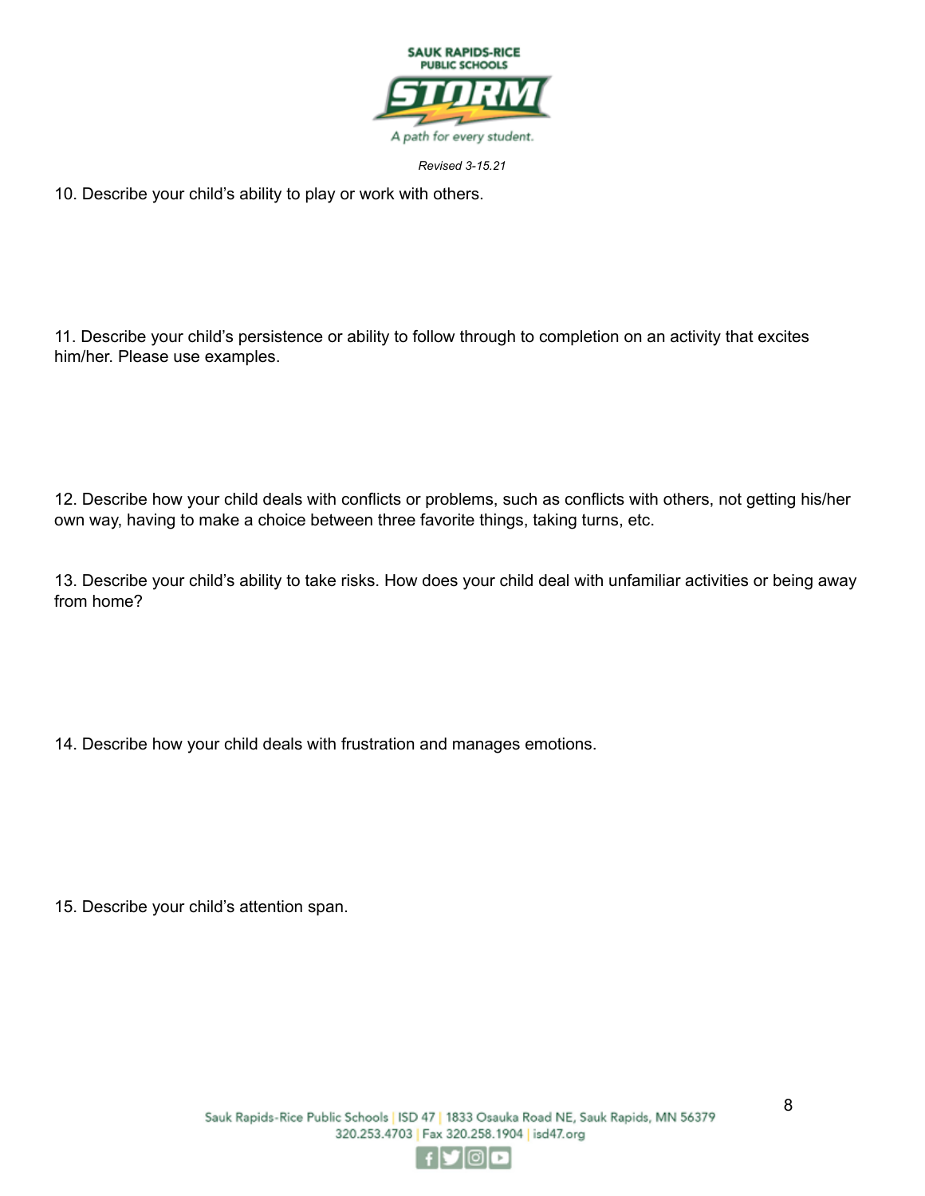*Revised 3-15.21*

10. Describe your child’s ability to play or work with others.

11. Describe your child’s persistence or ability to follow through to completion on an activity that excites him/her. Please use examples.

12. Describe how your child deals with conflicts or problems, such as conflicts with others, not getting his/her own way, having to make a choice between three favorite things, taking turns, etc.

13. Describe your child’s ability to take risks. How does your child deal with unfamiliar activities or being away from home?

14. Describe how your child deals with frustration and manages emotions.

15. Describe your child’s attention span.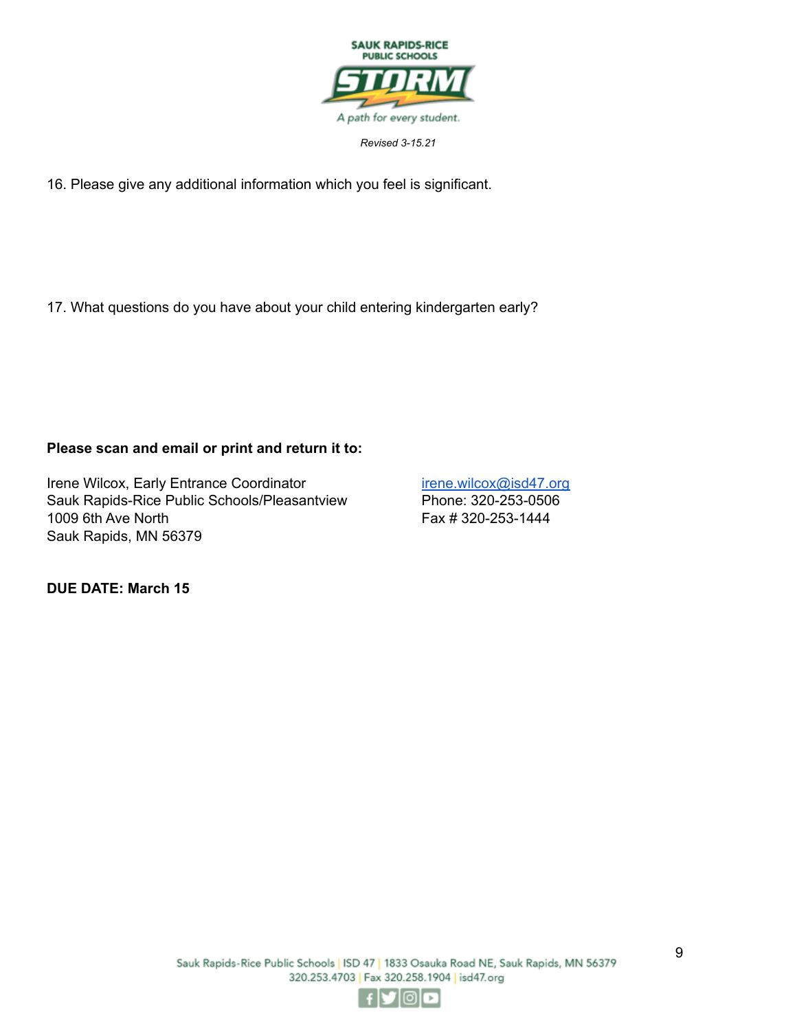*Revised 3-15.21*

16. Please give any additional information which you feel is significant.

17. What questions do you have about your child entering kindergarten early?

**Please scan and email or print and return it to:**

Irene Wilcox, Early Entrance Coordinator
Sauk Rapids-Rice Public Schools/Pleasantview
1009 6th Ave North
Sauk Rapids, MN 56379

irene.wilcox@isd47.org
Phone: 320-253-0506
Fax # 320-253-1444

**DUE DATE: March 15**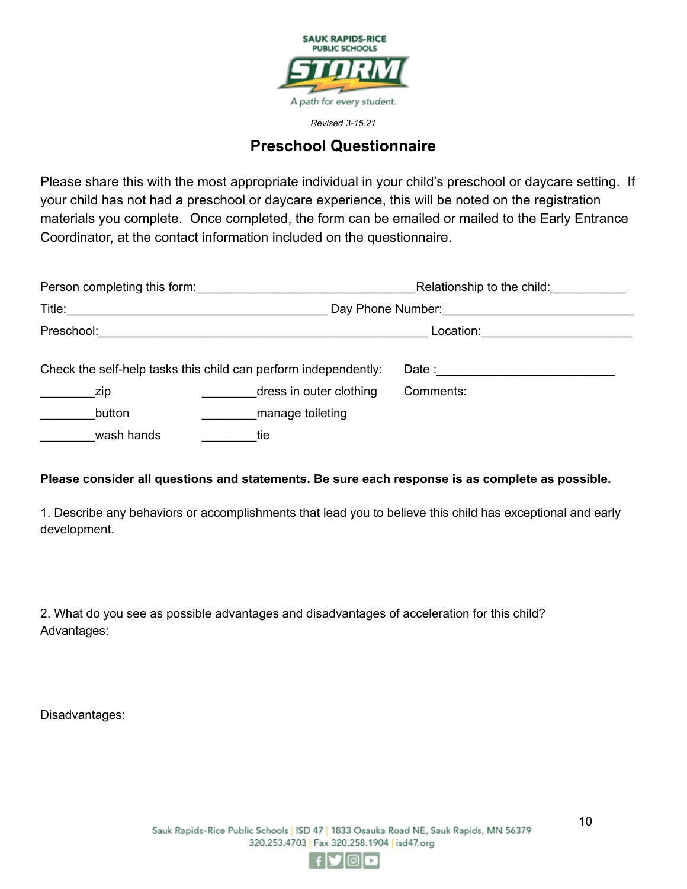SAUK RAPIDS-RICE PUBLIC SCHOOLS

STORM

*A path for every student.*

*Revised 3-15.21*

## Preschool Questionnaire

Please share this with the most appropriate individual in your child's preschool or daycare setting. If your child has not had a preschool or daycare experience, this will be noted on the registration materials you complete. Once completed, the form can be emailed or mailed to the Early Entrance Coordinator, at the contact information included on the questionnaire.

Person completing this form:________________________________Relationship to the child:___________

Title:_______________________________________ Day Phone Number:_____________________________

Preschool:________________________________________________ Location:______________________

Check the self-help tasks this child can perform independently: Date :__________________________

________zip ________dress in outer clothing

________button ________manage toileting

________wash hands ________tie

Comments:

**Please consider all questions and statements. Be sure each response is as complete as possible.**

1. Describe any behaviors or accomplishments that lead you to believe this child has exceptional and early development.

2. What do you see as possible advantages and disadvantages of acceleration for this child?

Advantages:

Disadvantages:

Sauk Rapids-Rice Public Schools | ISD 47 | 1833 Osauka Road NE, Sauk Rapids, MN 56379
320.253.4703 | Fax 320.258.1904 | isd47.org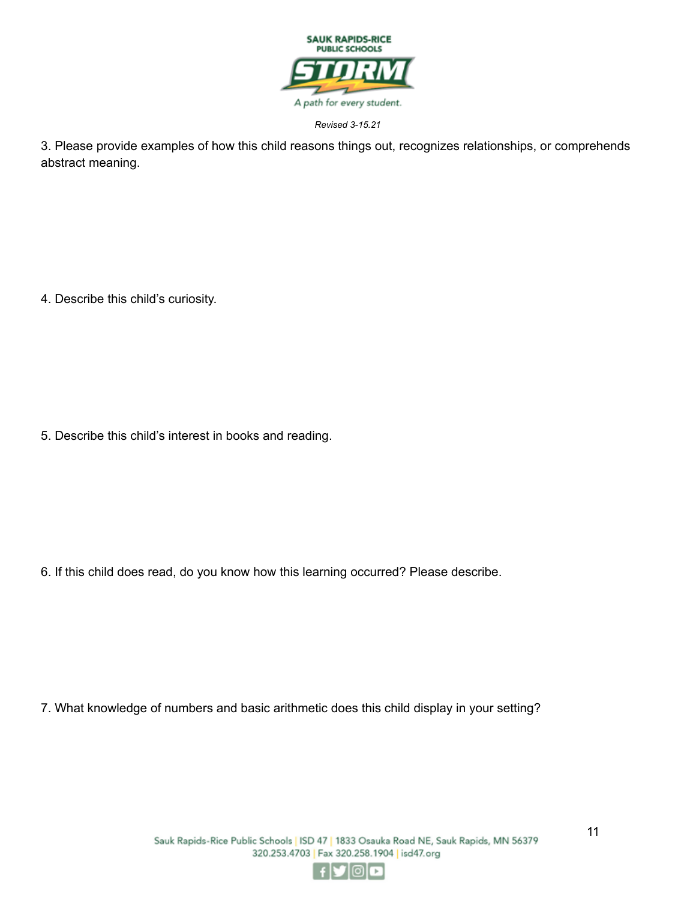3. Please provide examples of how this child reasons things out, recognizes relationships, or comprehends abstract meaning.

4. Describe this child's curiosity.

5. Describe this child's interest in books and reading.

6. If this child does read, do you know how this learning occurred? Please describe.

7. What knowledge of numbers and basic arithmetic does this child display in your setting?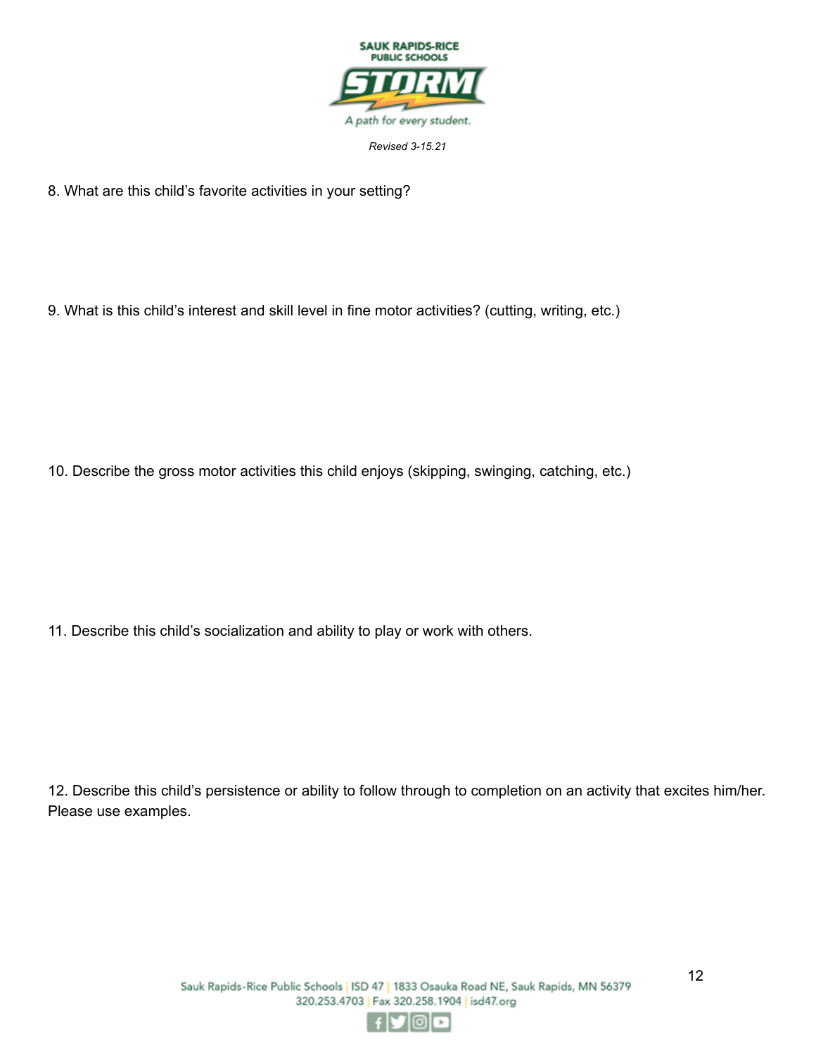8. What are this child's favorite activities in your setting?

9. What is this child's interest and skill level in fine motor activities? (cutting, writing, etc.)

10. Describe the gross motor activities this child enjoys (skipping, swinging, catching, etc.)

11. Describe this child's socialization and ability to play or work with others.

12. Describe this child's persistence or ability to follow through to completion on an activity that excites him/her. Please use examples.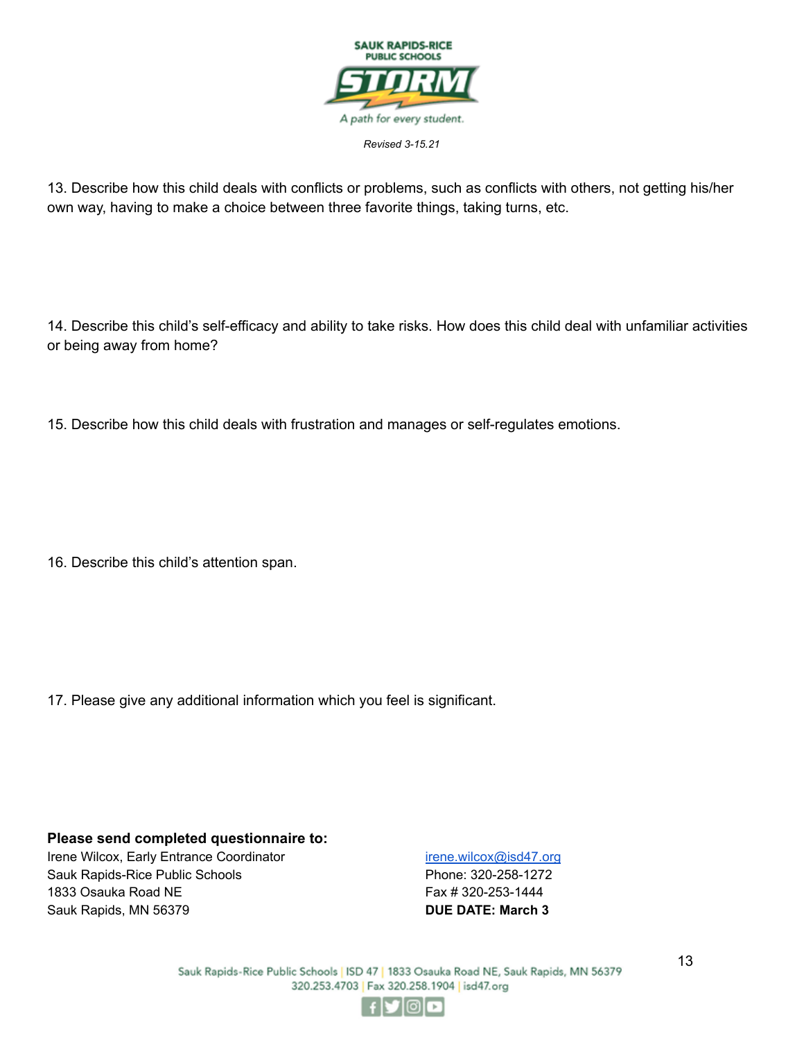13. Describe how this child deals with conflicts or problems, such as conflicts with others, not getting his/her own way, having to make a choice between three favorite things, taking turns, etc.

14. Describe this child's self-efficacy and ability to take risks. How does this child deal with unfamiliar activities or being away from home?

15. Describe how this child deals with frustration and manages or self-regulates emotions.

16. Describe this child's attention span.

17. Please give any additional information which you feel is significant.

**Please send completed questionnaire to:**

Irene Wilcox, Early Entrance Coordinator
Sauk Rapids-Rice Public Schools
1833 Osauka Road NE
Sauk Rapids, MN 56379

irene.wilcox@isd47.org
Phone: 320-258-1272
Fax # 320-253-1444
**DUE DATE: March 3**